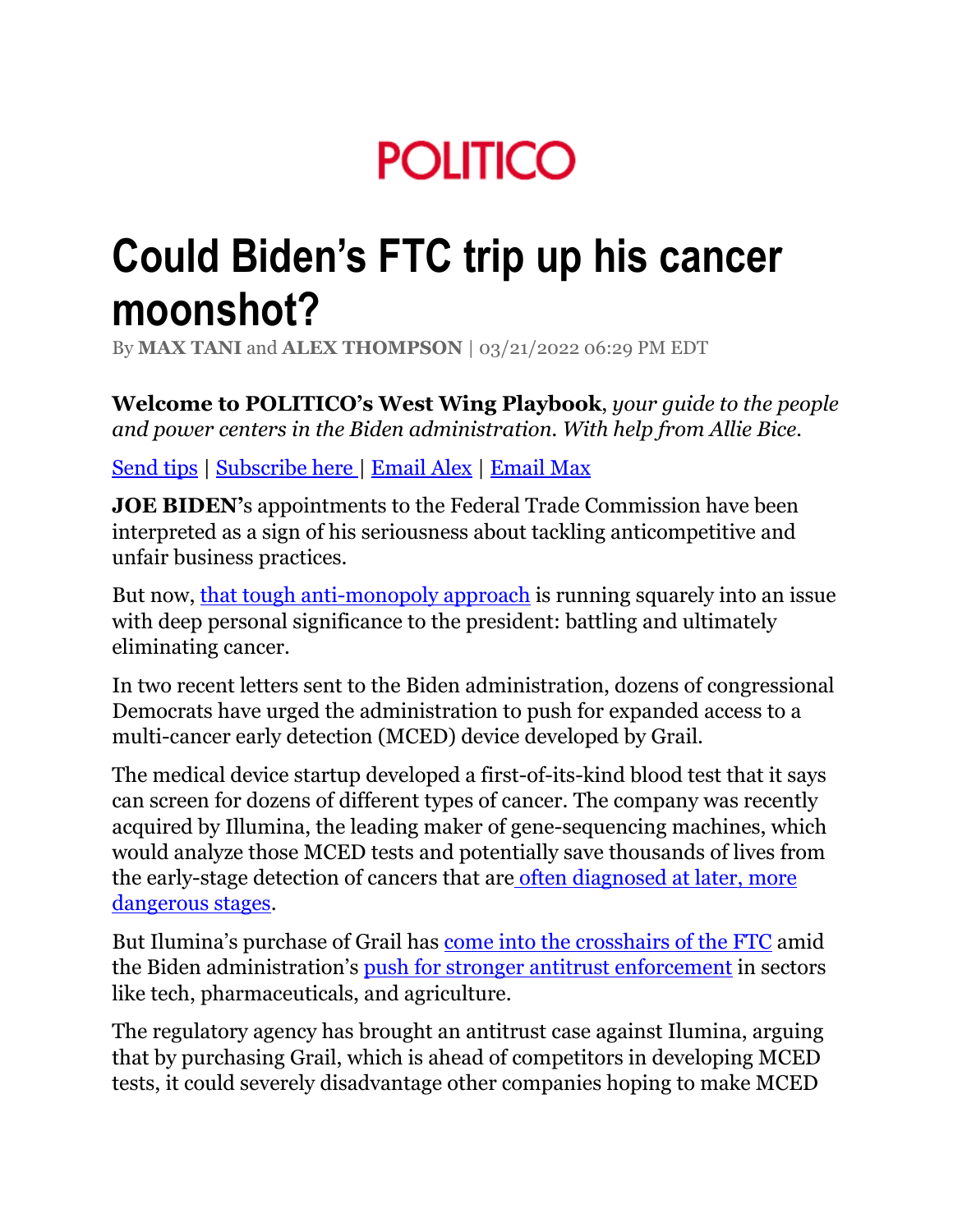POLITICO

# Could Biden's FTC trip up his cancer moonshot?

By **MAX TANI** and **ALEX THOMPSON** | 03/21/2022 06:29 PM EDT

**Welcome to POLITICO's West Wing Playbook**, *your guide to the people and power centers in the Biden administration. With help from Allie Bice.*

Send tips | Subscribe here | Email Alex | Email Max

**JOE BIDEN'**s appointments to the Federal Trade Commission have been interpreted as a sign of his seriousness about tackling anticompetitive and unfair business practices.

But now, that tough anti-monopoly approach is running squarely into an issue with deep personal significance to the president: battling and ultimately eliminating cancer.

In two recent letters sent to the Biden administration, dozens of congressional Democrats have urged the administration to push for expanded access to a multi-cancer early detection (MCED) device developed by Grail.

The medical device startup developed a first-of-its-kind blood test that it says can screen for dozens of different types of cancer. The company was recently acquired by Illumina, the leading maker of gene-sequencing machines, which would analyze those MCED tests and potentially save thousands of lives from the early-stage detection of cancers that are often diagnosed at later, more dangerous stages.

But Ilumina's purchase of Grail has come into the crosshairs of the FTC amid the Biden administration's push for stronger antitrust enforcement in sectors like tech, pharmaceuticals, and agriculture.

The regulatory agency has brought an antitrust case against Ilumina, arguing that by purchasing Grail, which is ahead of competitors in developing MCED tests, it could severely disadvantage other companies hoping to make MCED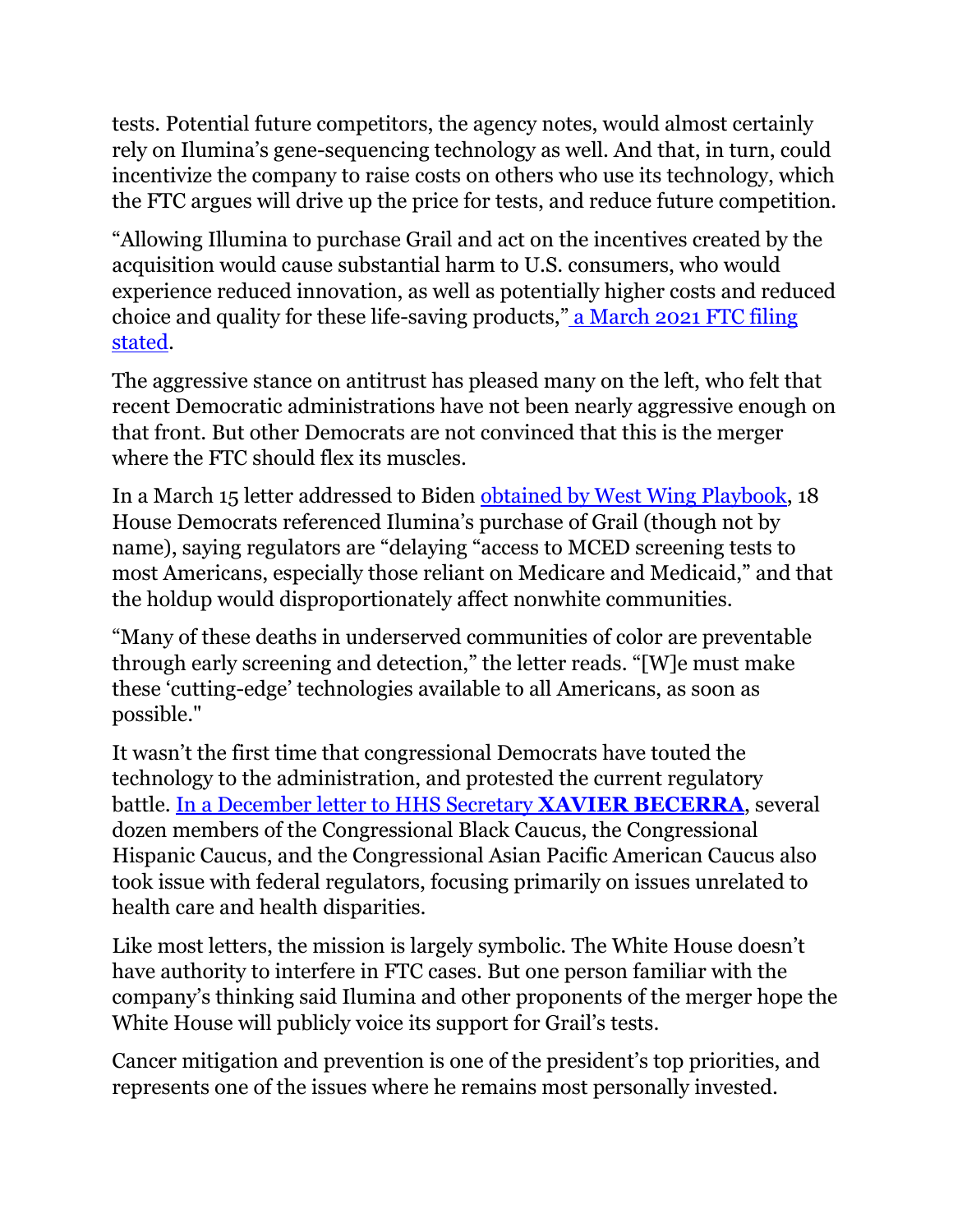tests. Potential future competitors, the agency notes, would almost certainly rely on Ilumina's gene-sequencing technology as well. And that, in turn, could incentivize the company to raise costs on others who use its technology, which the FTC argues will drive up the price for tests, and reduce future competition.

"Allowing Illumina to purchase Grail and act on the incentives created by the acquisition would cause substantial harm to U.S. consumers, who would experience reduced innovation, as well as potentially higher costs and reduced choice and quality for these life-saving products," [a March 2021 FTC filing stated](#).

The aggressive stance on antitrust has pleased many on the left, who felt that recent Democratic administrations have not been nearly aggressive enough on that front. But other Democrats are not convinced that this is the merger where the FTC should flex its muscles.

In a March 15 letter addressed to Biden [obtained by West Wing Playbook](#), 18 House Democrats referenced Ilumina's purchase of Grail (though not by name), saying regulators are "delaying "access to MCED screening tests to most Americans, especially those reliant on Medicare and Medicaid," and that the holdup would disproportionately affect nonwhite communities.

"Many of these deaths in underserved communities of color are preventable through early screening and detection," the letter reads. "[W]e must make these 'cutting-edge' technologies available to all Americans, as soon as possible."

It wasn't the first time that congressional Democrats have touted the technology to the administration, and protested the current regulatory battle. [In a December letter to HHS Secretary **XAVIER BECERRA**](#), several dozen members of the Congressional Black Caucus, the Congressional Hispanic Caucus, and the Congressional Asian Pacific American Caucus also took issue with federal regulators, focusing primarily on issues unrelated to health care and health disparities.

Like most letters, the mission is largely symbolic. The White House doesn't have authority to interfere in FTC cases. But one person familiar with the company's thinking said Ilumina and other proponents of the merger hope the White House will publicly voice its support for Grail's tests.

Cancer mitigation and prevention is one of the president's top priorities, and represents one of the issues where he remains most personally invested.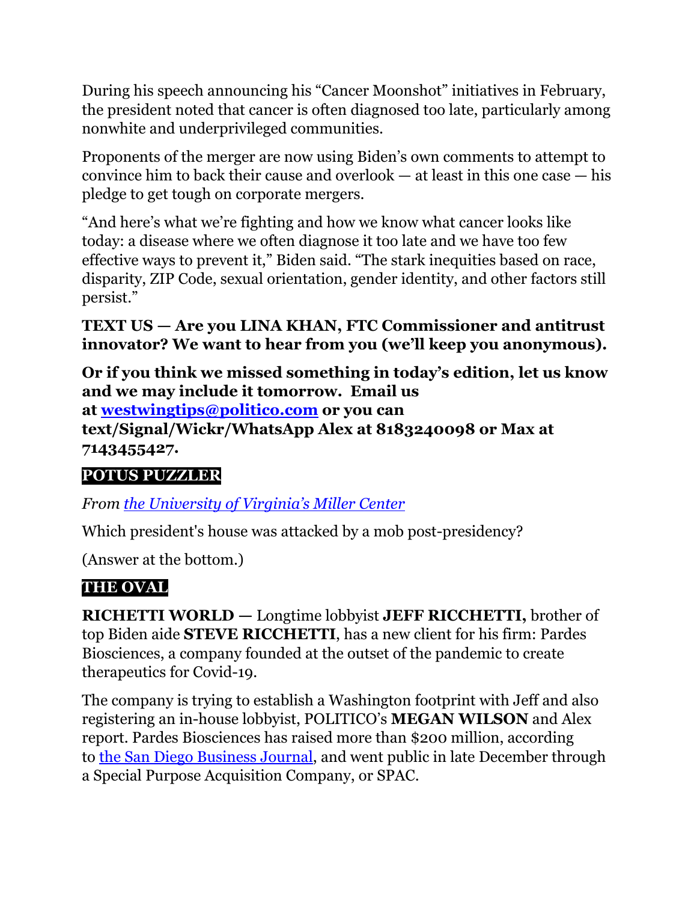During his speech announcing his "Cancer Moonshot" initiatives in February, the president noted that cancer is often diagnosed too late, particularly among nonwhite and underprivileged communities.

Proponents of the merger are now using Biden's own comments to attempt to convince him to back their cause and overlook — at least in this one case — his pledge to get tough on corporate mergers.

"And here's what we're fighting and how we know what cancer looks like today: a disease where we often diagnose it too late and we have too few effective ways to prevent it," Biden said. "The stark inequities based on race, disparity, ZIP Code, sexual orientation, gender identity, and other factors still persist."

**TEXT US — Are you LINA KHAN, FTC Commissioner and antitrust innovator? We want to hear from you (we'll keep you anonymous).**

**Or if you think we missed something in today's edition, let us know and we may include it tomorrow. Email us at [westwingtips@politico.com](mailto:westwingtips@politico.com) or you can text/Signal/Wickr/WhatsApp Alex at 8183240098 or Max at 7143455427.**

## POTUS PUZZLER

*From [the University of Virginia's Miller Center]()*

Which president's house was attacked by a mob post-presidency?

(Answer at the bottom.)

## THE OVAL

**RICHETTI WORLD —** Longtime lobbyist **JEFF RICCHETTI,** brother of top Biden aide **STEVE RICCHETTI**, has a new client for his firm: Pardes Biosciences, a company founded at the outset of the pandemic to create therapeutics for Covid-19.

The company is trying to establish a Washington footprint with Jeff and also registering an in-house lobbyist, POLITICO's **MEGAN WILSON** and Alex report. Pardes Biosciences has raised more than $200 million, according to [the San Diego Business Journal](), and went public in late December through a Special Purpose Acquisition Company, or SPAC.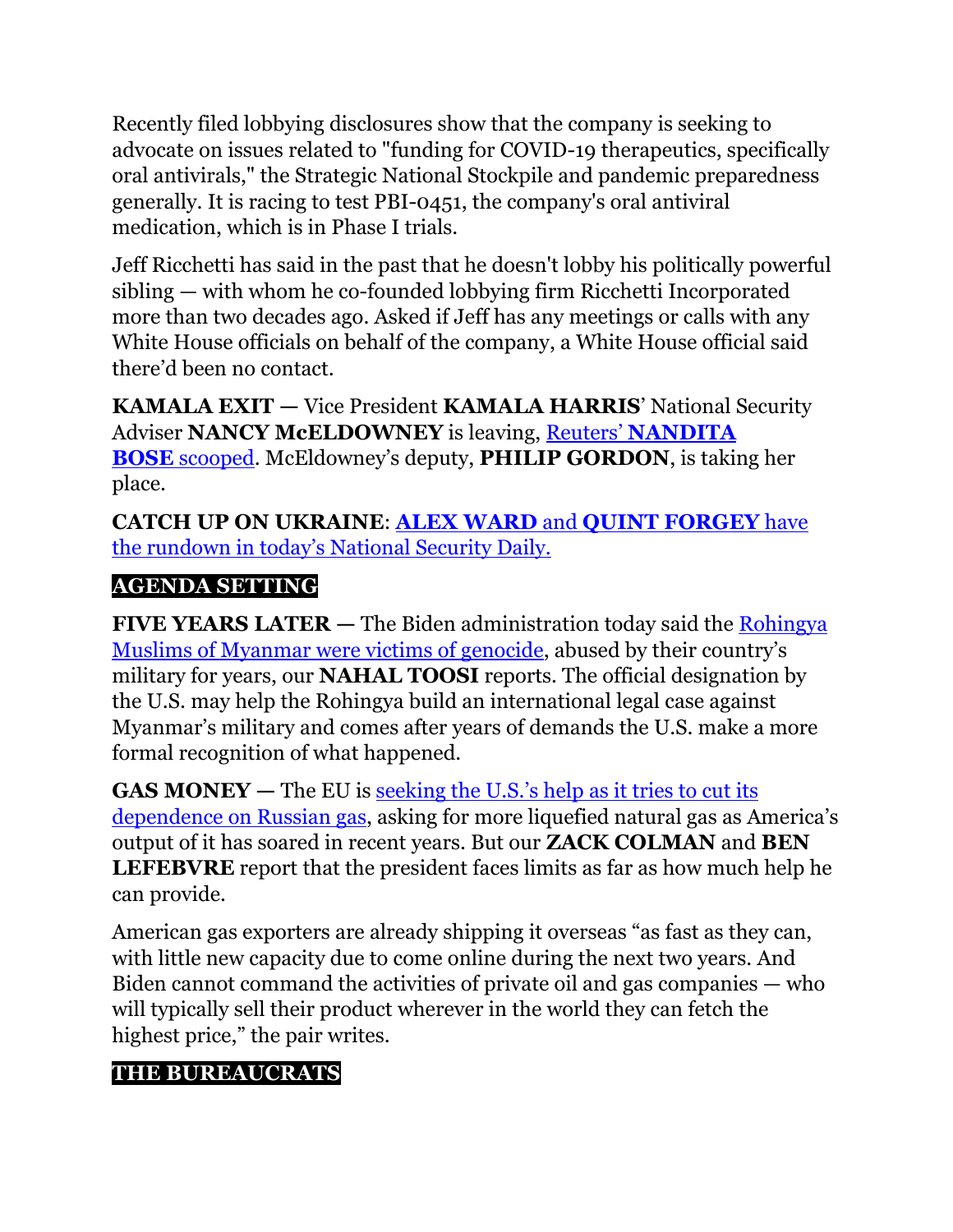Recently filed lobbying disclosures show that the company is seeking to advocate on issues related to "funding for COVID-19 therapeutics, specifically oral antivirals," the Strategic National Stockpile and pandemic preparedness generally. It is racing to test PBI-0451, the company's oral antiviral medication, which is in Phase I trials.

Jeff Ricchetti has said in the past that he doesn't lobby his politically powerful sibling — with whom he co-founded lobbying firm Ricchetti Incorporated more than two decades ago. Asked if Jeff has any meetings or calls with any White House officials on behalf of the company, a White House official said there'd been no contact.

**KAMALA EXIT —** Vice President **KAMALA HARRIS**' National Security Adviser **NANCY McELDOWNEY** is leaving, [Reuters' **NANDITA BOSE** scooped](). McEldowney's deputy, **PHILIP GORDON**, is taking her place.

**CATCH UP ON UKRAINE**: [**ALEX WARD** and **QUINT FORGEY** have the rundown in today's National Security Daily.]()

## AGENDA SETTING

**FIVE YEARS LATER —** The Biden administration today said the [Rohingya Muslims of Myanmar were victims of genocide](), abused by their country's military for years, our **NAHAL TOOSI** reports. The official designation by the U.S. may help the Rohingya build an international legal case against Myanmar's military and comes after years of demands the U.S. make a more formal recognition of what happened.

**GAS MONEY —** The EU is [seeking the U.S.'s help as it tries to cut its dependence on Russian gas](), asking for more liquefied natural gas as America's output of it has soared in recent years. But our **ZACK COLMAN** and **BEN LEFEBVRE** report that the president faces limits as far as how much help he can provide.

American gas exporters are already shipping it overseas "as fast as they can, with little new capacity due to come online during the next two years. And Biden cannot command the activities of private oil and gas companies — who will typically sell their product wherever in the world they can fetch the highest price," the pair writes.

## THE BUREAUCRATS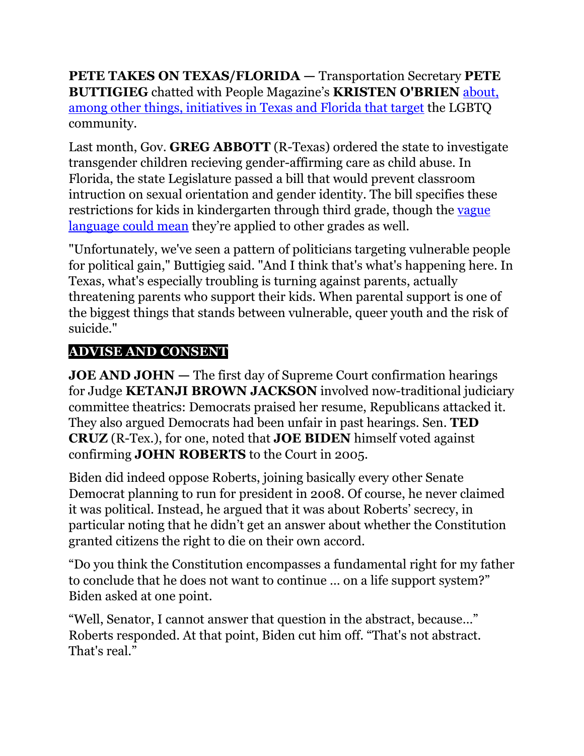**PETE TAKES ON TEXAS/FLORIDA —** Transportation Secretary **PETE BUTTIGIEG** chatted with People Magazine's **KRISTEN O'BRIEN** about, among other things, initiatives in Texas and Florida that target the LGBTQ community.

Last month, Gov. **GREG ABBOTT** (R-Texas) ordered the state to investigate transgender children recieving gender-affirming care as child abuse. In Florida, the state Legislature passed a bill that would prevent classroom intruction on sexual orientation and gender identity. The bill specifies these restrictions for kids in kindergarten through third grade, though the vague language could mean they're applied to other grades as well.

"Unfortunately, we've seen a pattern of politicians targeting vulnerable people for political gain," Buttigieg said. "And I think that's what's happening here. In Texas, what's especially troubling is turning against parents, actually threatening parents who support their kids. When parental support is one of the biggest things that stands between vulnerable, queer youth and the risk of suicide."

## ADVISE AND CONSENT

**JOE AND JOHN —** The first day of Supreme Court confirmation hearings for Judge **KETANJI BROWN JACKSON** involved now-traditional judiciary committee theatrics: Democrats praised her resume, Republicans attacked it. They also argued Democrats had been unfair in past hearings. Sen. **TED CRUZ** (R-Tex.), for one, noted that **JOE BIDEN** himself voted against confirming **JOHN ROBERTS** to the Court in 2005.

Biden did indeed oppose Roberts, joining basically every other Senate Democrat planning to run for president in 2008. Of course, he never claimed it was political. Instead, he argued that it was about Roberts' secrecy, in particular noting that he didn't get an answer about whether the Constitution granted citizens the right to die on their own accord.

"Do you think the Constitution encompasses a fundamental right for my father to conclude that he does not want to continue … on a life support system?" Biden asked at one point.

"Well, Senator, I cannot answer that question in the abstract, because…" Roberts responded. At that point, Biden cut him off. "That's not abstract. That's real."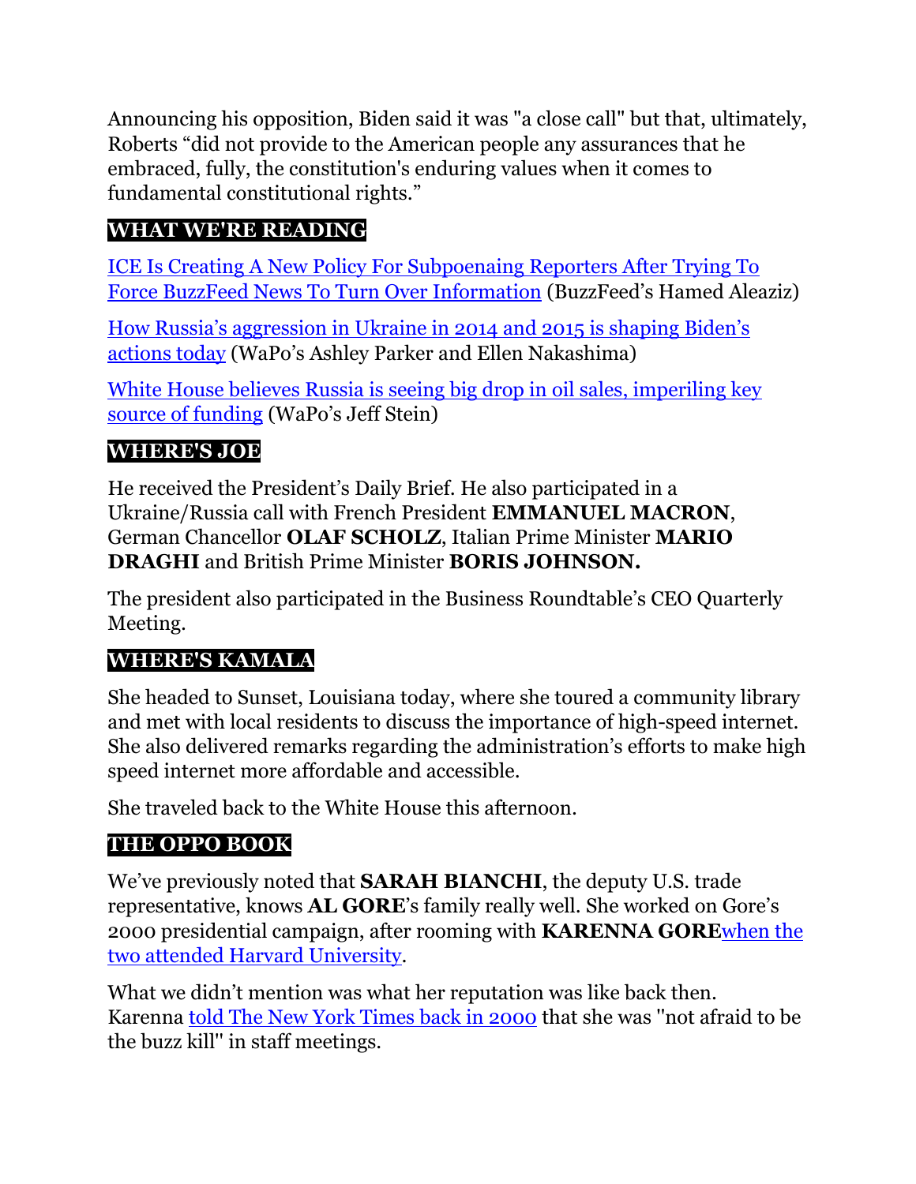Announcing his opposition, Biden said it was "a close call" but that, ultimately, Roberts “did not provide to the American people any assurances that he embraced, fully, the constitution's enduring values when it comes to fundamental constitutional rights.”

## WHAT WE'RE READING

ICE Is Creating A New Policy For Subpoenaing Reporters After Trying To Force BuzzFeed News To Turn Over Information (BuzzFeed’s Hamed Aleaziz)

How Russia’s aggression in Ukraine in 2014 and 2015 is shaping Biden’s actions today (WaPo’s Ashley Parker and Ellen Nakashima)

White House believes Russia is seeing big drop in oil sales, imperiling key source of funding (WaPo’s Jeff Stein)

## WHERE'S JOE

He received the President’s Daily Brief. He also participated in a Ukraine/Russia call with French President **EMMANUEL MACRON**, German Chancellor **OLAF SCHOLZ**, Italian Prime Minister **MARIO DRAGHI** and British Prime Minister **BORIS JOHNSON.**

The president also participated in the Business Roundtable’s CEO Quarterly Meeting.

## WHERE'S KAMALA

She headed to Sunset, Louisiana today, where she toured a community library and met with local residents to discuss the importance of high-speed internet. She also delivered remarks regarding the administration’s efforts to make high speed internet more affordable and accessible.

She traveled back to the White House this afternoon.

## THE OPPO BOOK

We’ve previously noted that **SARAH BIANCHI**, the deputy U.S. trade representative, knows **AL GORE**’s family really well. She worked on Gore’s 2000 presidential campaign, after rooming with **KARENNA GORE**when the two attended Harvard University.

What we didn’t mention was what her reputation was like back then. Karenna told The New York Times back in 2000 that she was "not afraid to be the buzz kill" in staff meetings.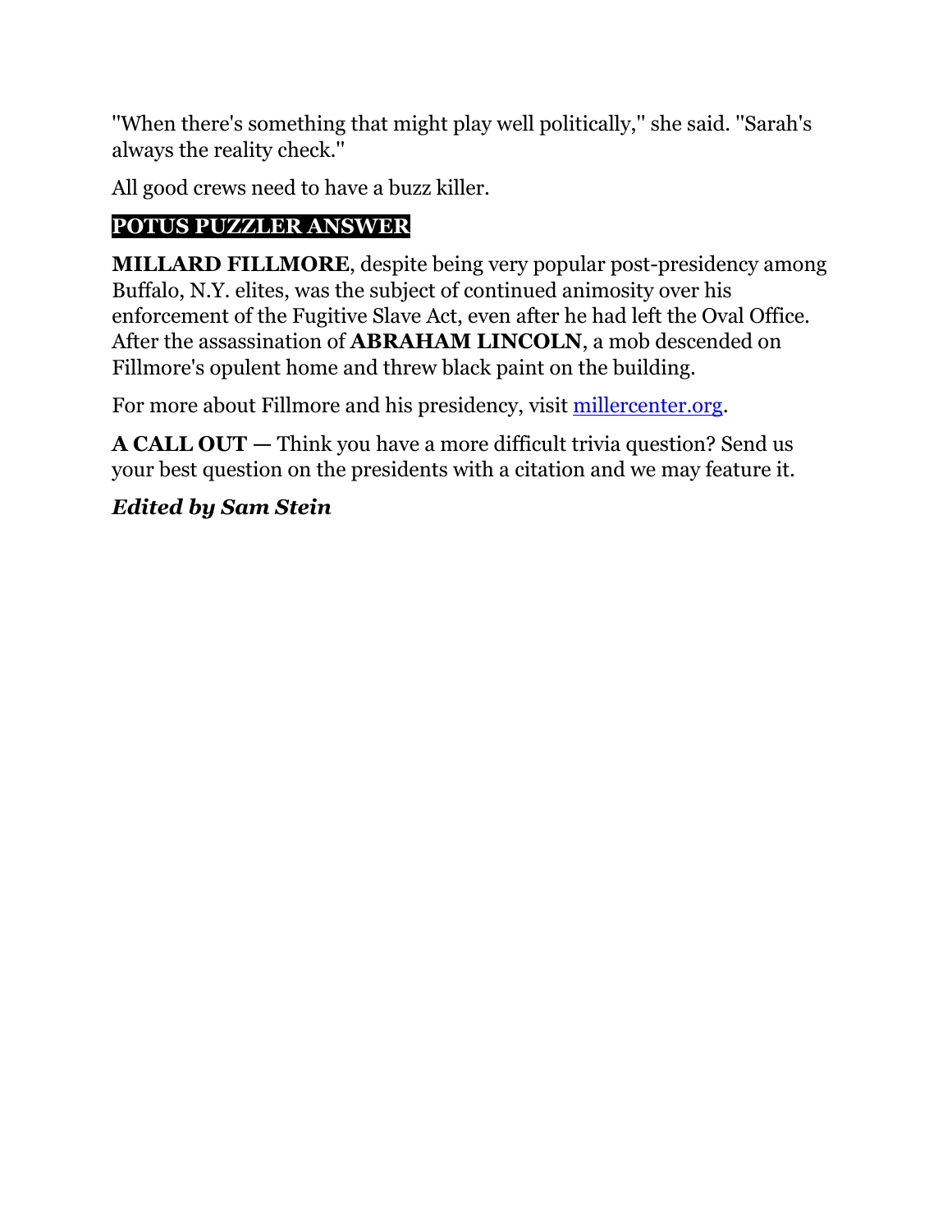"When there's something that might play well politically," she said. "Sarah's always the reality check."

All good crews need to have a buzz killer.

## POTUS PUZZLER ANSWER

**MILLARD FILLMORE**, despite being very popular post-presidency among Buffalo, N.Y. elites, was the subject of continued animosity over his enforcement of the Fugitive Slave Act, even after he had left the Oval Office. After the assassination of **ABRAHAM LINCOLN**, a mob descended on Fillmore's opulent home and threw black paint on the building.

For more about Fillmore and his presidency, visit [millercenter.org](millercenter.org).

**A CALL OUT —** Think you have a more difficult trivia question? Send us your best question on the presidents with a citation and we may feature it.

***Edited by Sam Stein***